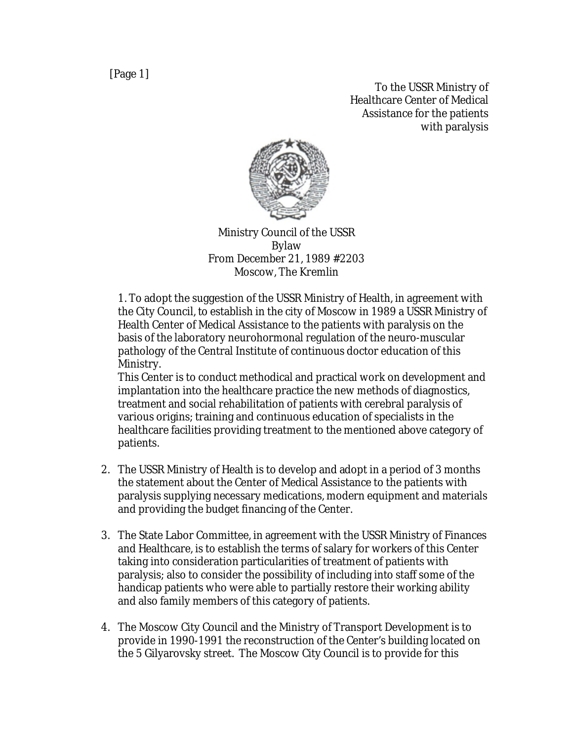[Page 1]

To the USSR Ministry of
Healthcare Center of Medical
Assistance for the patients
with paralysis

Ministry Council of the USSR
Bylaw
From December 21, 1989 #2203
Moscow, The Kremlin

1. To adopt the suggestion of the USSR Ministry of Health, in agreement with the City Council, to establish in the city of Moscow in 1989 a USSR Ministry of Health Center of Medical Assistance to the patients with paralysis on the basis of the laboratory neurohormonal regulation of the neuro-muscular pathology of the Central Institute of continuous doctor education of this Ministry.
This Center is to conduct methodical and practical work on development and implantation into the healthcare practice the new methods of diagnostics, treatment and social rehabilitation of patients with cerebral paralysis of various origins; training and continuous education of specialists in the healthcare facilities providing treatment to the mentioned above category of patients.

2. The USSR Ministry of Health is to develop and adopt in a period of 3 months the statement about the Center of Medical Assistance to the patients with paralysis supplying necessary medications, modern equipment and materials and providing the budget financing of the Center.

3. The State Labor Committee, in agreement with the USSR Ministry of Finances and Healthcare, is to establish the terms of salary for workers of this Center taking into consideration particularities of treatment of patients with paralysis; also to consider the possibility of including into staff some of the handicap patients who were able to partially restore their working ability and also family members of this category of patients.

4. The Moscow City Council and the Ministry of Transport Development is to provide in 1990-1991 the reconstruction of the Center's building located on the 5 Gilyarovsky street. The Moscow City Council is to provide for this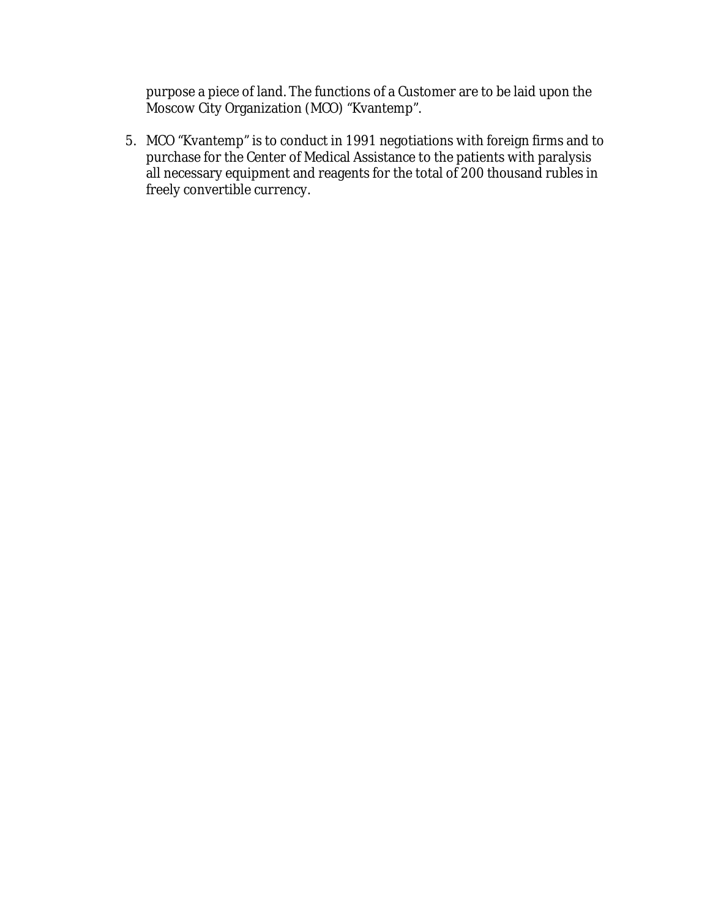purpose a piece of land. The functions of a Customer are to be laid upon the Moscow City Organization (MCO) “Kvantemp”.

5. MCO “Kvantemp” is to conduct in 1991 negotiations with foreign firms and to purchase for the Center of Medical Assistance to the patients with paralysis all necessary equipment and reagents for the total of 200 thousand rubles in freely convertible currency.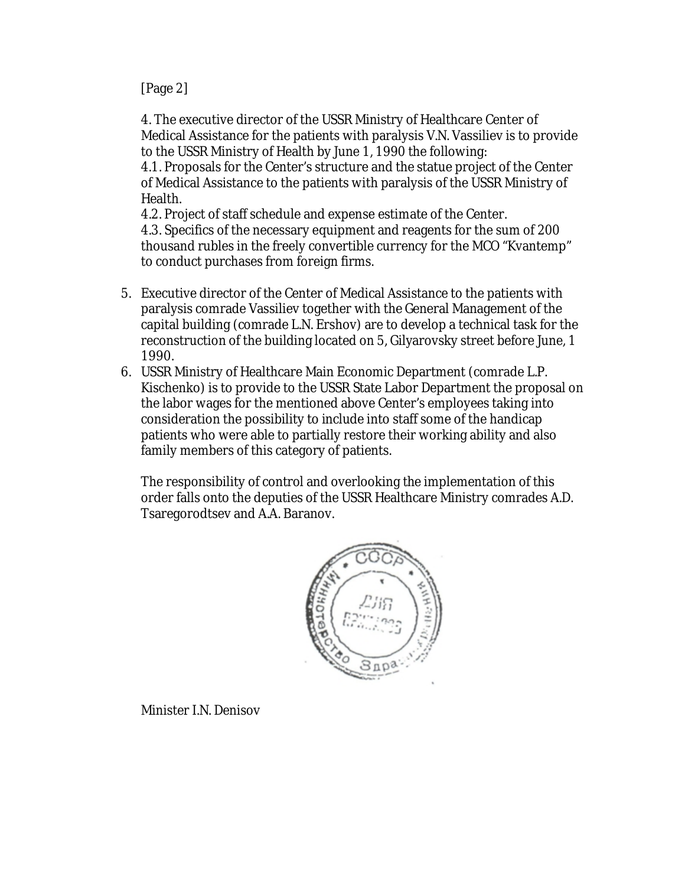[Page 2]

4. The executive director of the USSR Ministry of Healthcare Center of Medical Assistance for the patients with paralysis V.N. Vassiliev is to provide to the USSR Ministry of Health by June 1, 1990 the following:
4.1. Proposals for the Center's structure and the statue project of the Center of Medical Assistance to the patients with paralysis of the USSR Ministry of Health.
4.2. Project of staff schedule and expense estimate of the Center.
4.3. Specifics of the necessary equipment and reagents for the sum of 200 thousand rubles in the freely convertible currency for the MCO "Kvantemp" to conduct purchases from foreign firms.

5. Executive director of the Center of Medical Assistance to the patients with paralysis comrade Vassiliev together with the General Management of the capital building (comrade L.N. Ershov) are to develop a technical task for the reconstruction of the building located on 5, Gilyarovsky street before June, 1 1990.
6. USSR Ministry of Healthcare Main Economic Department (comrade L.P. Kischenko) is to provide to the USSR State Labor Department the proposal on the labor wages for the mentioned above Center's employees taking into consideration the possibility to include into staff some of the handicap patients who were able to partially restore their working ability and also family members of this category of patients.

The responsibility of control and overlooking the implementation of this order falls onto the deputies of the USSR Healthcare Ministry comrades A.D. Tsaregorodtsev and A.A. Baranov.

Minister I.N. Denisov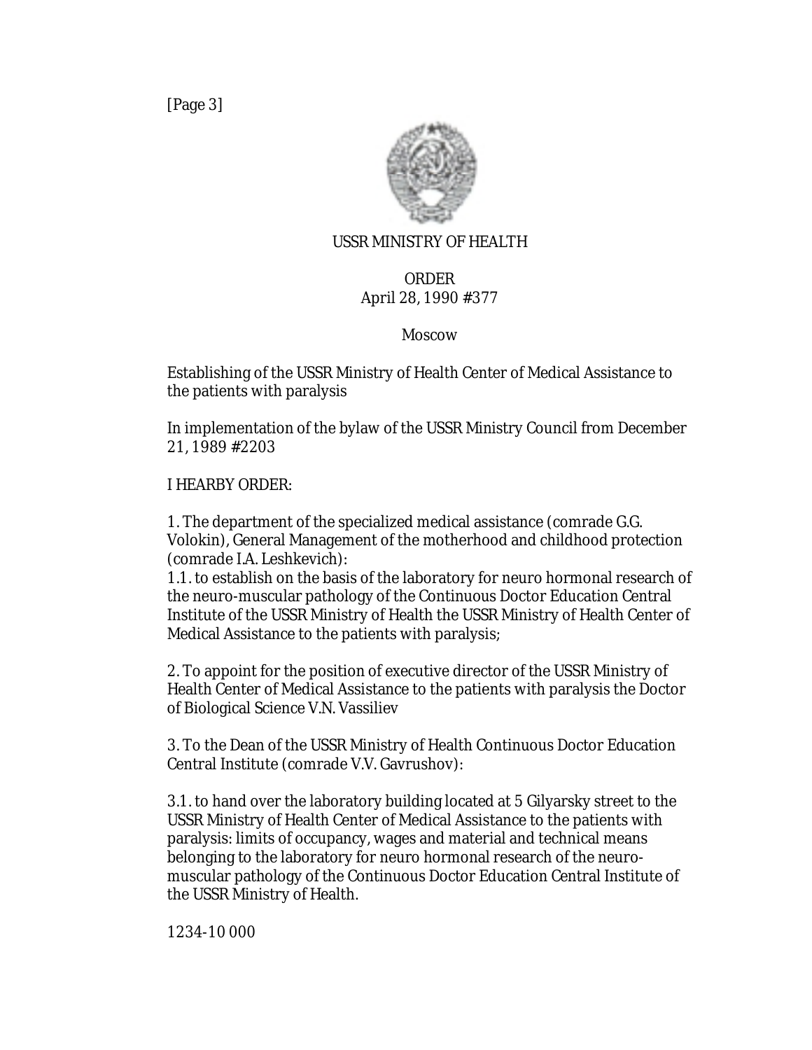[Page 3]

USSR MINISTRY OF HEALTH

ORDER
April 28, 1990 #377

Moscow

Establishing of the USSR Ministry of Health Center of Medical Assistance to the patients with paralysis

In implementation of the bylaw of the USSR Ministry Council from December 21, 1989 #2203

I HEARBY ORDER:

1. The department of the specialized medical assistance (comrade G.G. Volokin), General Management of the motherhood and childhood protection (comrade I.A. Leshkevich):

1.1. to establish on the basis of the laboratory for neuro hormonal research of the neuro-muscular pathology of the Continuous Doctor Education Central Institute of the USSR Ministry of Health the USSR Ministry of Health Center of Medical Assistance to the patients with paralysis;

2. To appoint for the position of executive director of the USSR Ministry of Health Center of Medical Assistance to the patients with paralysis the Doctor of Biological Science V.N. Vassiliev

3. To the Dean of the USSR Ministry of Health Continuous Doctor Education Central Institute (comrade V.V. Gavrushov):

3.1. to hand over the laboratory building located at 5 Gilyarsky street to the USSR Ministry of Health Center of Medical Assistance to the patients with paralysis: limits of occupancy, wages and material and technical means belonging to the laboratory for neuro hormonal research of the neuro-muscular pathology of the Continuous Doctor Education Central Institute of the USSR Ministry of Health.

1234-10 000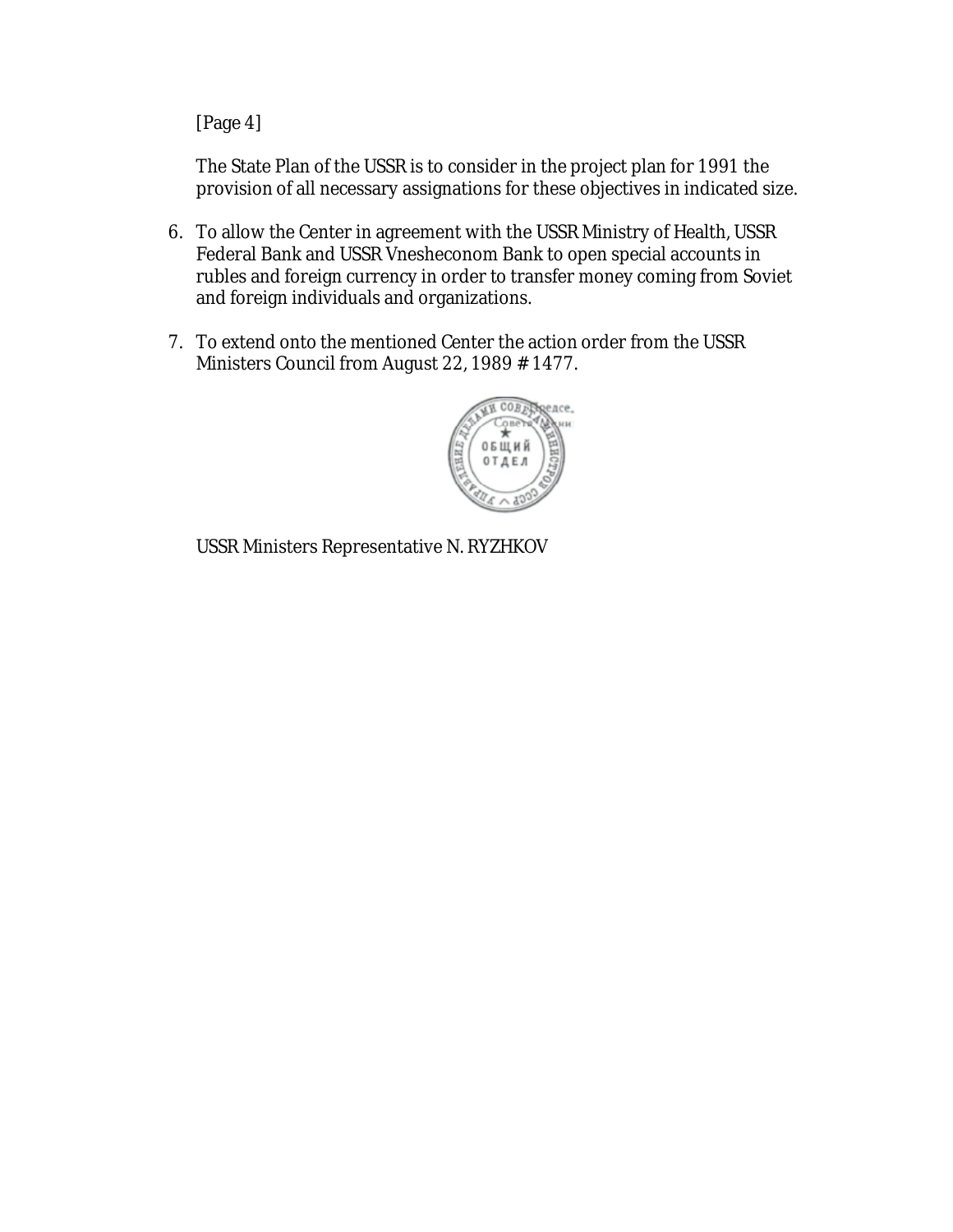[Page 4]

The State Plan of the USSR is to consider in the project plan for 1991 the provision of all necessary assignations for these objectives in indicated size.

6. To allow the Center in agreement with the USSR Ministry of Health, USSR Federal Bank and USSR Vnesheconom Bank to open special accounts in rubles and foreign currency in order to transfer money coming from Soviet and foreign individuals and organizations.

7. To extend onto the mentioned Center the action order from the USSR Ministers Council from August 22, 1989 # 1477.

ОБЩИЙ ОТДЕЛ

USSR Ministers Representative N. RYZHKOV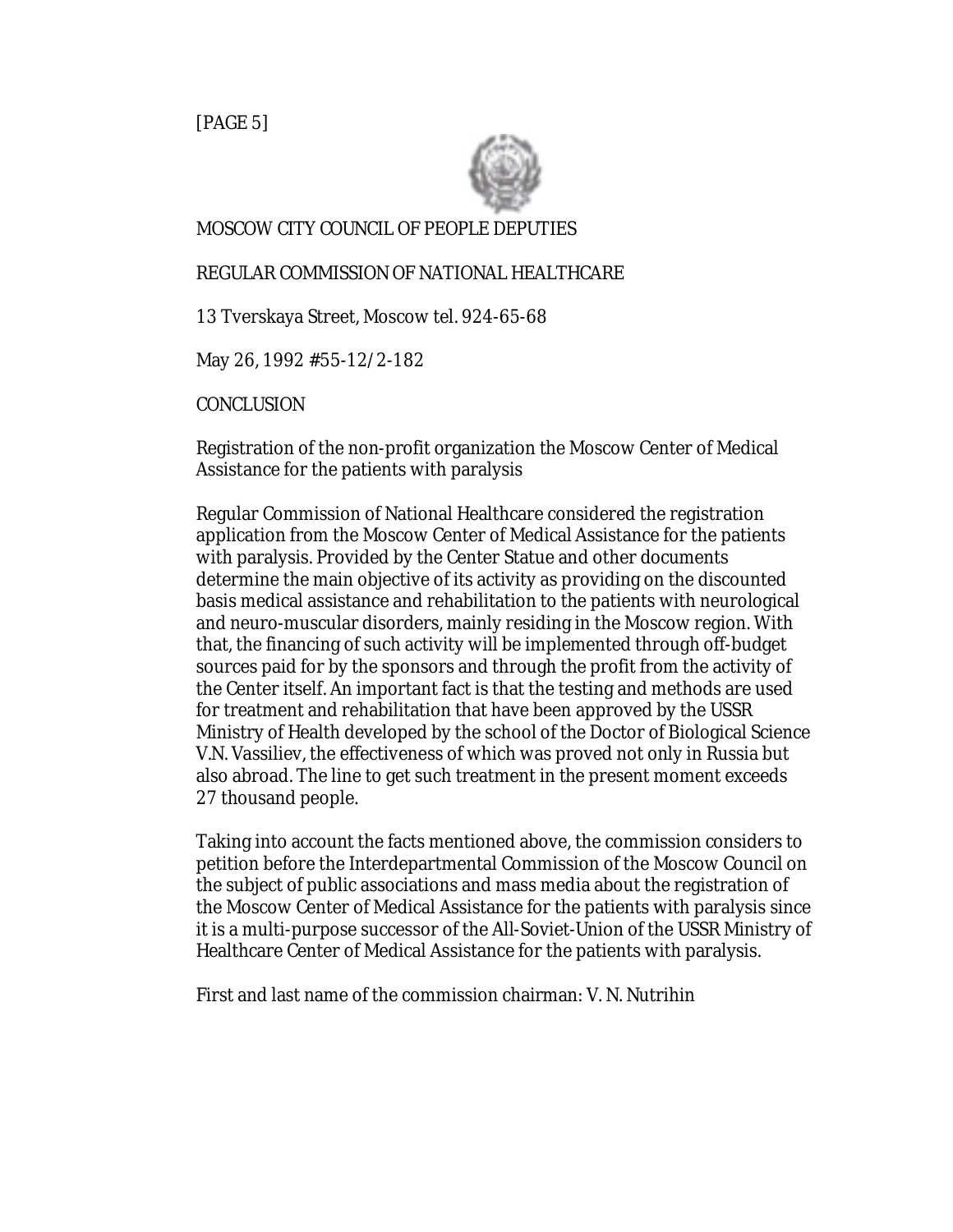[PAGE 5]

MOSCOW CITY COUNCIL OF PEOPLE DEPUTIES

REGULAR COMMISSION OF NATIONAL HEALTHCARE

13 Tverskaya Street, Moscow tel. 924-65-68

May 26, 1992 #55-12/2-182

CONCLUSION

Registration of the non-profit organization the Moscow Center of Medical Assistance for the patients with paralysis

Regular Commission of National Healthcare considered the registration application from the Moscow Center of Medical Assistance for the patients with paralysis. Provided by the Center Statue and other documents determine the main objective of its activity as providing on the discounted basis medical assistance and rehabilitation to the patients with neurological and neuro-muscular disorders, mainly residing in the Moscow region. With that, the financing of such activity will be implemented through off-budget sources paid for by the sponsors and through the profit from the activity of the Center itself. An important fact is that the testing and methods are used for treatment and rehabilitation that have been approved by the USSR Ministry of Health developed by the school of the Doctor of Biological Science V.N. Vassiliev, the effectiveness of which was proved not only in Russia but also abroad. The line to get such treatment in the present moment exceeds 27 thousand people.

Taking into account the facts mentioned above, the commission considers to petition before the Interdepartmental Commission of the Moscow Council on the subject of public associations and mass media about the registration of the Moscow Center of Medical Assistance for the patients with paralysis since it is a multi-purpose successor of the All-Soviet-Union of the USSR Ministry of Healthcare Center of Medical Assistance for the patients with paralysis.

First and last name of the commission chairman: V. N. Nutrihin